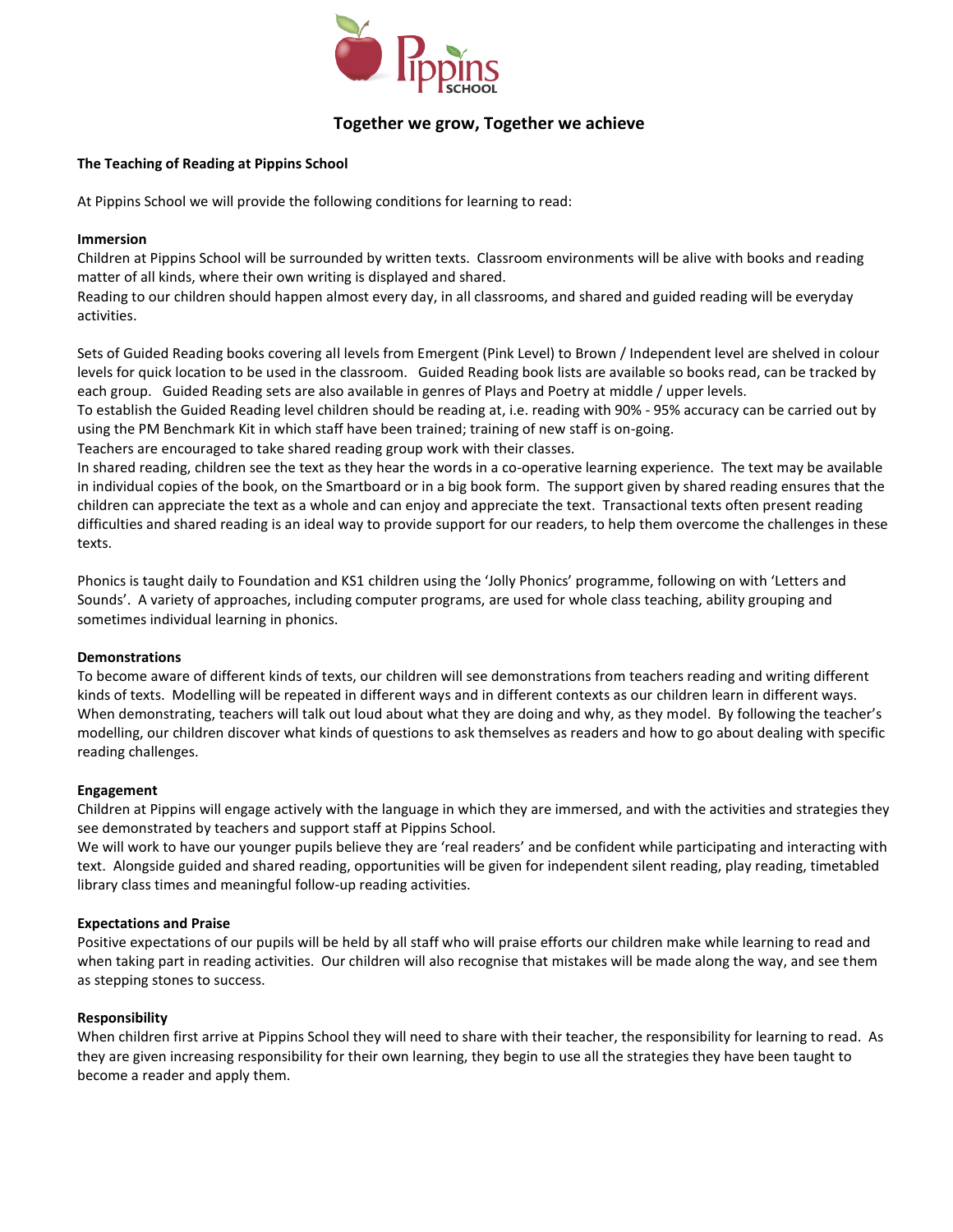Together we grow, Together we achieve

**The Teaching of Reading at Pippins School**

At Pippins School we will provide the following conditions for learning to read:

**Immersion**

Children at Pippins School will be surrounded by written texts. Classroom environments will be alive with books and reading matter of all kinds, where their own writing is displayed and shared.

Reading to our children should happen almost every day, in all classrooms, and shared and guided reading will be everyday activities.

Sets of Guided Reading books covering all levels from Emergent (Pink Level) to Brown / Independent level are shelved in colour levels for quick location to be used in the classroom. Guided Reading book lists are available so books read, can be tracked by each group. Guided Reading sets are also available in genres of Plays and Poetry at middle / upper levels.

To establish the Guided Reading level children should be reading at, i.e. reading with 90% - 95% accuracy can be carried out by using the PM Benchmark Kit in which staff have been trained; training of new staff is on-going.

Teachers are encouraged to take shared reading group work with their classes.

In shared reading, children see the text as they hear the words in a co-operative learning experience. The text may be available in individual copies of the book, on the Smartboard or in a big book form. The support given by shared reading ensures that the children can appreciate the text as a whole and can enjoy and appreciate the text. Transactional texts often present reading difficulties and shared reading is an ideal way to provide support for our readers, to help them overcome the challenges in these texts.

Phonics is taught daily to Foundation and KS1 children using the 'Jolly Phonics' programme, following on with 'Letters and Sounds'. A variety of approaches, including computer programs, are used for whole class teaching, ability grouping and sometimes individual learning in phonics.

**Demonstrations**

To become aware of different kinds of texts, our children will see demonstrations from teachers reading and writing different kinds of texts. Modelling will be repeated in different ways and in different contexts as our children learn in different ways. When demonstrating, teachers will talk out loud about what they are doing and why, as they model. By following the teacher's modelling, our children discover what kinds of questions to ask themselves as readers and how to go about dealing with specific reading challenges.

**Engagement**

Children at Pippins will engage actively with the language in which they are immersed, and with the activities and strategies they see demonstrated by teachers and support staff at Pippins School.

We will work to have our younger pupils believe they are 'real readers' and be confident while participating and interacting with text. Alongside guided and shared reading, opportunities will be given for independent silent reading, play reading, timetabled library class times and meaningful follow-up reading activities.

**Expectations and Praise**

Positive expectations of our pupils will be held by all staff who will praise efforts our children make while learning to read and when taking part in reading activities. Our children will also recognise that mistakes will be made along the way, and see them as stepping stones to success.

**Responsibility**

When children first arrive at Pippins School they will need to share with their teacher, the responsibility for learning to read. As they are given increasing responsibility for their own learning, they begin to use all the strategies they have been taught to become a reader and apply them.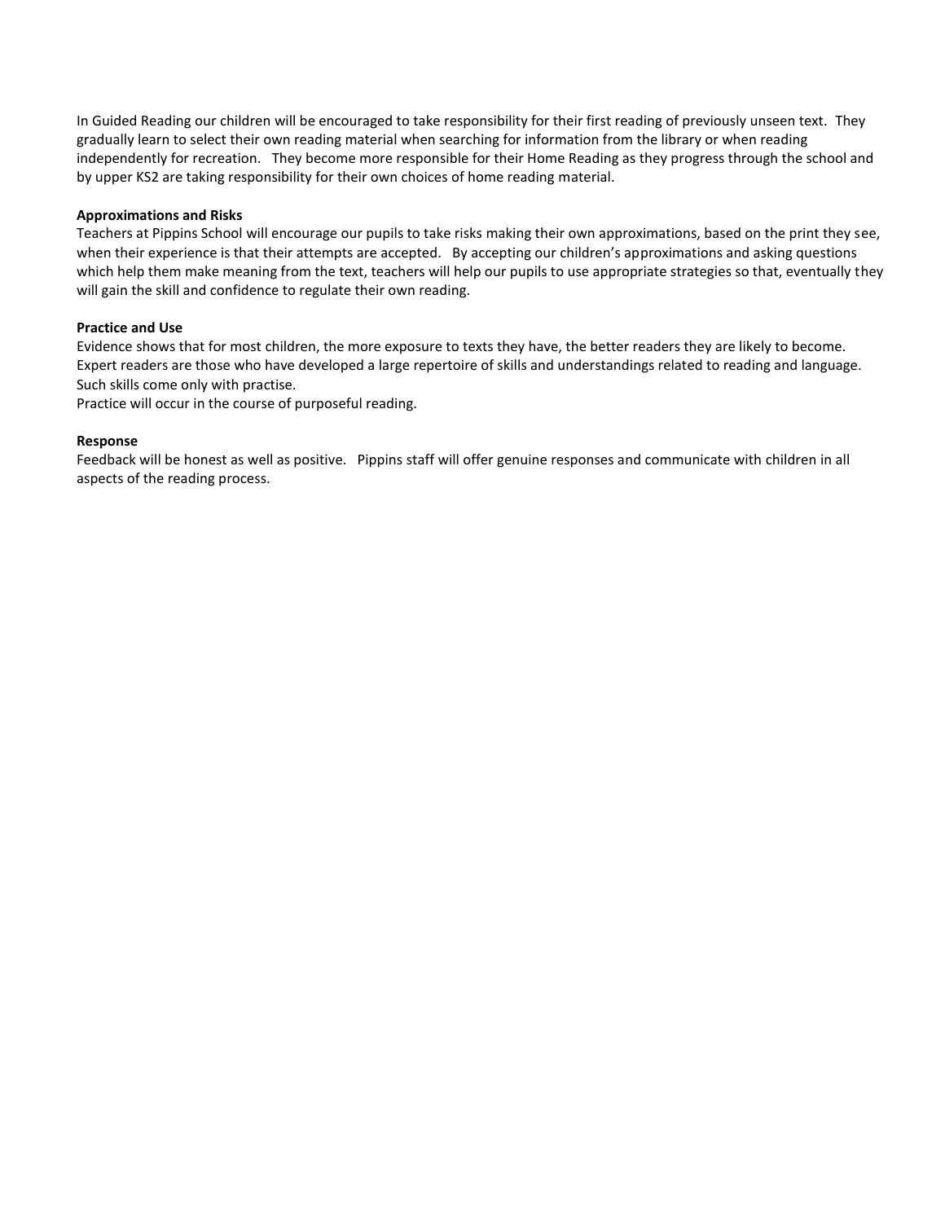In Guided Reading our children will be encouraged to take responsibility for their first reading of previously unseen text. They gradually learn to select their own reading material when searching for information from the library or when reading independently for recreation. They become more responsible for their Home Reading as they progress through the school and by upper KS2 are taking responsibility for their own choices of home reading material.

**Approximations and Risks**

Teachers at Pippins School will encourage our pupils to take risks making their own approximations, based on the print they see, when their experience is that their attempts are accepted. By accepting our children's approximations and asking questions which help them make meaning from the text, teachers will help our pupils to use appropriate strategies so that, eventually they will gain the skill and confidence to regulate their own reading.

**Practice and Use**

Evidence shows that for most children, the more exposure to texts they have, the better readers they are likely to become. Expert readers are those who have developed a large repertoire of skills and understandings related to reading and language. Such skills come only with practise.

Practice will occur in the course of purposeful reading.

**Response**

Feedback will be honest as well as positive. Pippins staff will offer genuine responses and communicate with children in all aspects of the reading process.